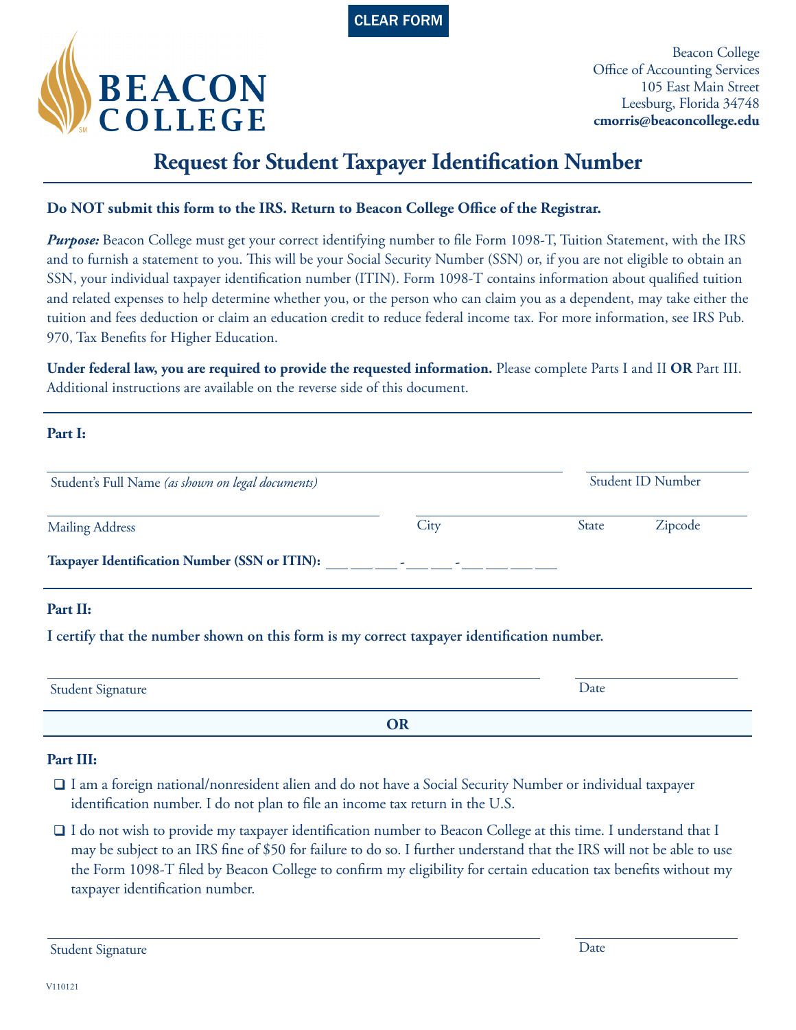CLEAR FORM

BEACON COLLEGE

Beacon College
Office of Accounting Services
105 East Main Street
Leesburg, Florida 34748
**cmorris@beaconcollege.edu**

# Request for Student Taxpayer Identification Number

**Do NOT submit this form to the IRS. Return to Beacon College Office of the Registrar.**

***Purpose:*** Beacon College must get your correct identifying number to file Form 1098-T, Tuition Statement, with the IRS and to furnish a statement to you. This will be your Social Security Number (SSN) or, if you are not eligible to obtain an SSN, your individual taxpayer identification number (ITIN). Form 1098-T contains information about qualified tuition and related expenses to help determine whether you, or the person who can claim you as a dependent, may take either the tuition and fees deduction or claim an education credit to reduce federal income tax. For more information, see IRS Pub. 970, Tax Benefits for Higher Education.

**Under federal law, you are required to provide the requested information.** Please complete Parts I and II **OR** Part III. Additional instructions are available on the reverse side of this document.

**Part I:**

Student's Full Name *(as shown on legal documents)* ______________________ Student ID Number ______________

Mailing Address ______________________ City ______________ State ______ Zipcode ______

**Taxpayer Identification Number (SSN or ITIN):** ___ ___ ___ - ___ ___ - ___ ___ ___ ___

**Part II:**

**I certify that the number shown on this form is my correct taxpayer identification number.**

Student Signature ______________________ Date ______________

**OR**

**Part III:**

- ❑ I am a foreign national/nonresident alien and do not have a Social Security Number or individual taxpayer identification number. I do not plan to file an income tax return in the U.S.
- ❑ I do not wish to provide my taxpayer identification number to Beacon College at this time. I understand that I may be subject to an IRS fine of $50 for failure to do so. I further understand that the IRS will not be able to use the Form 1098-T filed by Beacon College to confirm my eligibility for certain education tax benefits without my taxpayer identification number.

Student Signature ______________________ Date ______________

V110121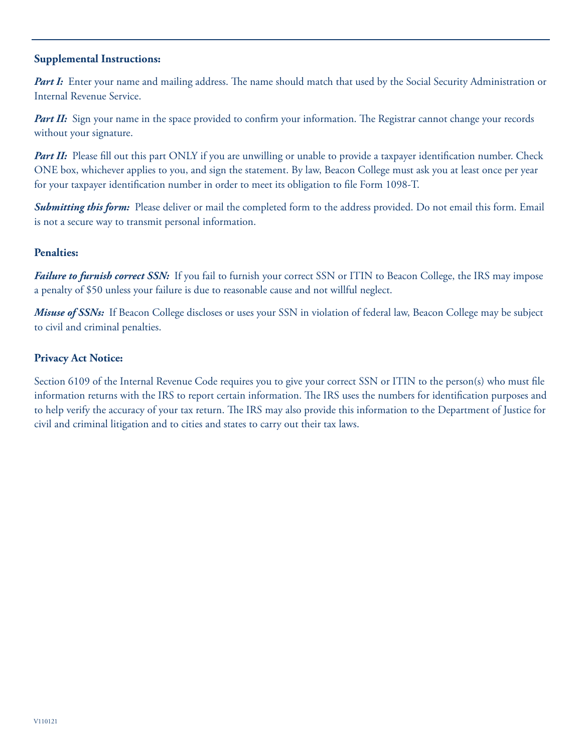## Supplemental Instructions:

***Part I:*** Enter your name and mailing address. The name should match that used by the Social Security Administration or Internal Revenue Service.

***Part II:*** Sign your name in the space provided to confirm your information. The Registrar cannot change your records without your signature.

***Part II:*** Please fill out this part ONLY if you are unwilling or unable to provide a taxpayer identification number. Check ONE box, whichever applies to you, and sign the statement. By law, Beacon College must ask you at least once per year for your taxpayer identification number in order to meet its obligation to file Form 1098-T.

***Submitting this form:*** Please deliver or mail the completed form to the address provided. Do not email this form. Email is not a secure way to transmit personal information.

## Penalties:

***Failure to furnish correct SSN:*** If you fail to furnish your correct SSN or ITIN to Beacon College, the IRS may impose a penalty of $50 unless your failure is due to reasonable cause and not willful neglect.

***Misuse of SSNs:*** If Beacon College discloses or uses your SSN in violation of federal law, Beacon College may be subject to civil and criminal penalties.

## Privacy Act Notice:

Section 6109 of the Internal Revenue Code requires you to give your correct SSN or ITIN to the person(s) who must file information returns with the IRS to report certain information. The IRS uses the numbers for identification purposes and to help verify the accuracy of your tax return. The IRS may also provide this information to the Department of Justice for civil and criminal litigation and to cities and states to carry out their tax laws.

V110121